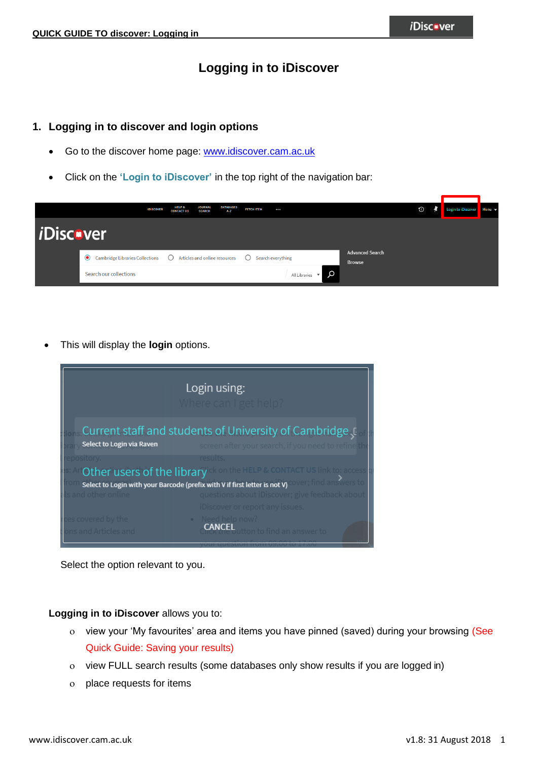# Logging in to iDiscover

## 1. Logging in to discover and login options

- Go to the discover home page: www.idiscover.cam.ac.uk
- Click on the **'Login to iDiscover'** in the top right of the navigation bar:

- This will display the **login** options.

Select the option relevant to you.

**Logging in to iDiscover** allows you to:

- view your 'My favourites' area and items you have pinned (saved) during your browsing (See Quick Guide: Saving your results)
- view FULL search results (some databases only show results if you are logged in)
- place requests for items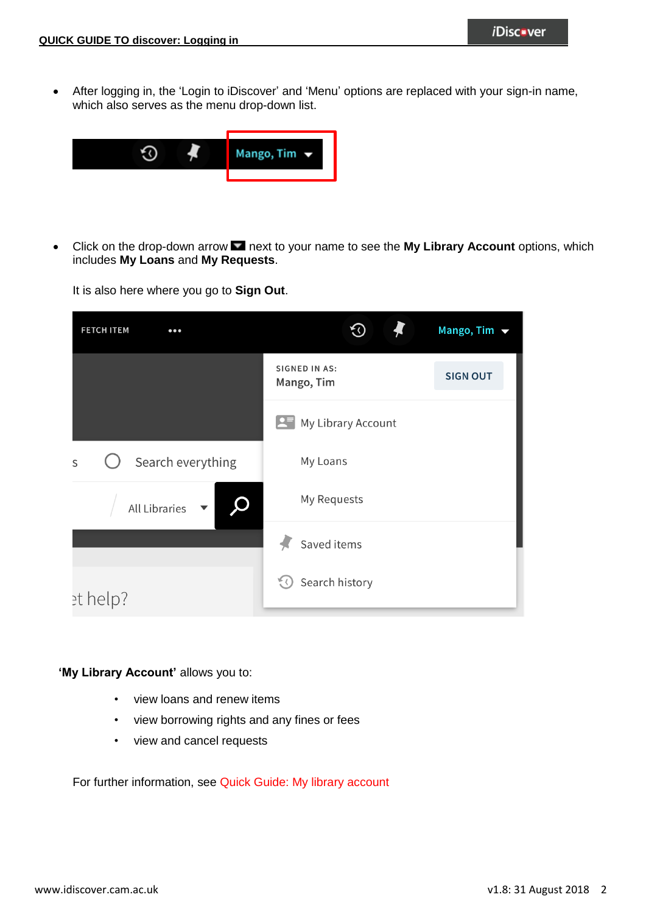- After logging in, the 'Login to iDiscover' and 'Menu' options are replaced with your sign-in name, which also serves as the menu drop-down list.

- Click on the drop-down arrow next to your name to see the **My Library Account** options, which includes **My Loans** and **My Requests**.

  It is also here where you go to **Sign Out**.

**'My Library Account'** allows you to:

- view loans and renew items
- view borrowing rights and any fines or fees
- view and cancel requests

For further information, see Quick Guide: My library account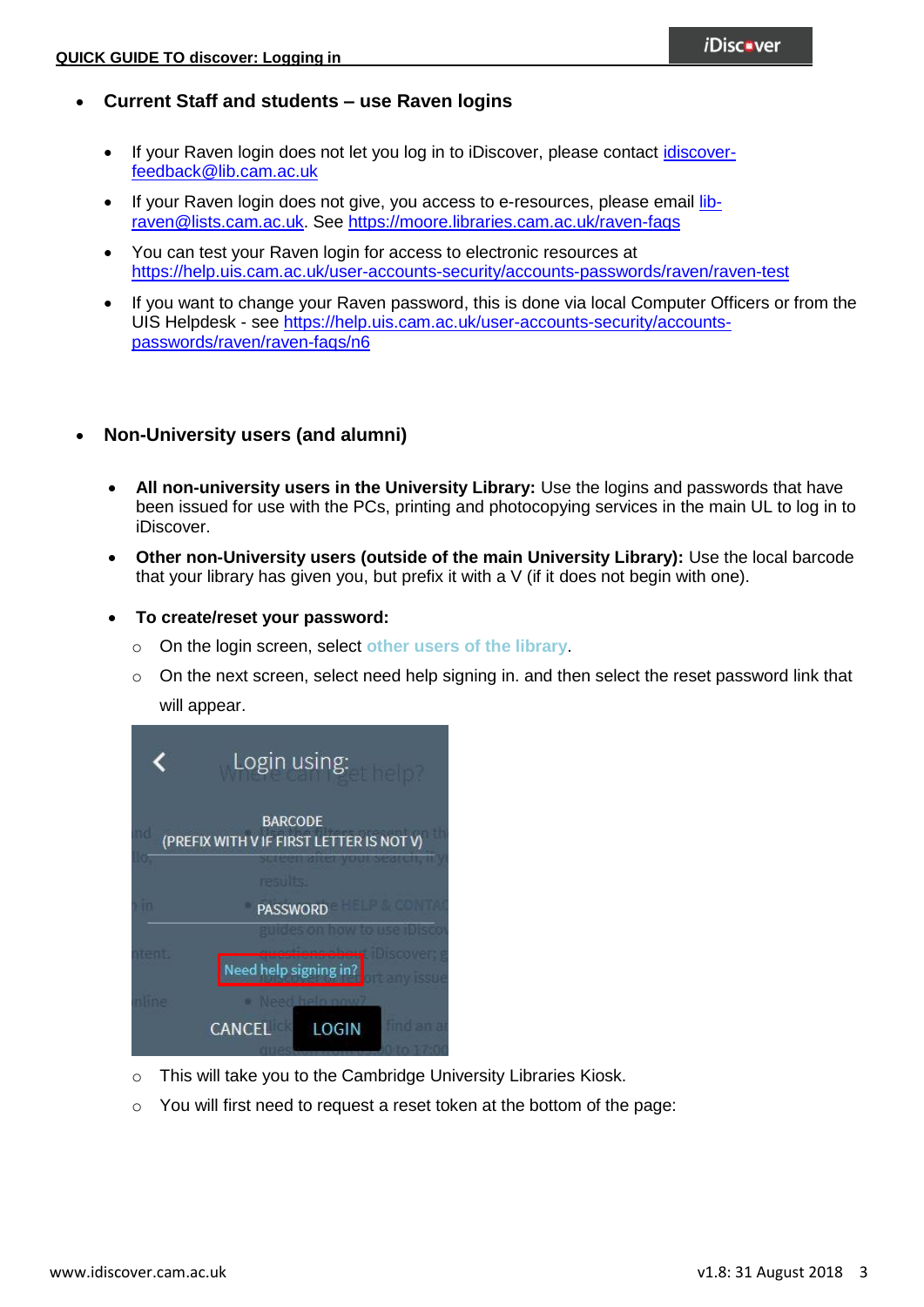- **Current Staff and students – use Raven logins**

  - If your Raven login does not let you log in to iDiscover, please contact idiscover-feedback@lib.cam.ac.uk
  - If your Raven login does not give, you access to e-resources, please email lib-raven@lists.cam.ac.uk. See https://moore.libraries.cam.ac.uk/raven-faqs
  - You can test your Raven login for access to electronic resources at https://help.uis.cam.ac.uk/user-accounts-security/accounts-passwords/raven/raven-test
  - If you want to change your Raven password, this is done via local Computer Officers or from the UIS Helpdesk - see https://help.uis.cam.ac.uk/user-accounts-security/accounts-passwords/raven/raven-faqs/n6

- **Non-University users (and alumni)**

  - **All non-university users in the University Library:** Use the logins and passwords that have been issued for use with the PCs, printing and photocopying services in the main UL to log in to iDiscover.
  - **Other non-University users (outside of the main University Library):** Use the local barcode that your library has given you, but prefix it with a V (if it does not begin with one).
  - **To create/reset your password:**
    - On the login screen, select other users of the library.
    - On the next screen, select need help signing in. and then select the reset password link that will appear.
    - This will take you to the Cambridge University Libraries Kiosk.
    - You will first need to request a reset token at the bottom of the page: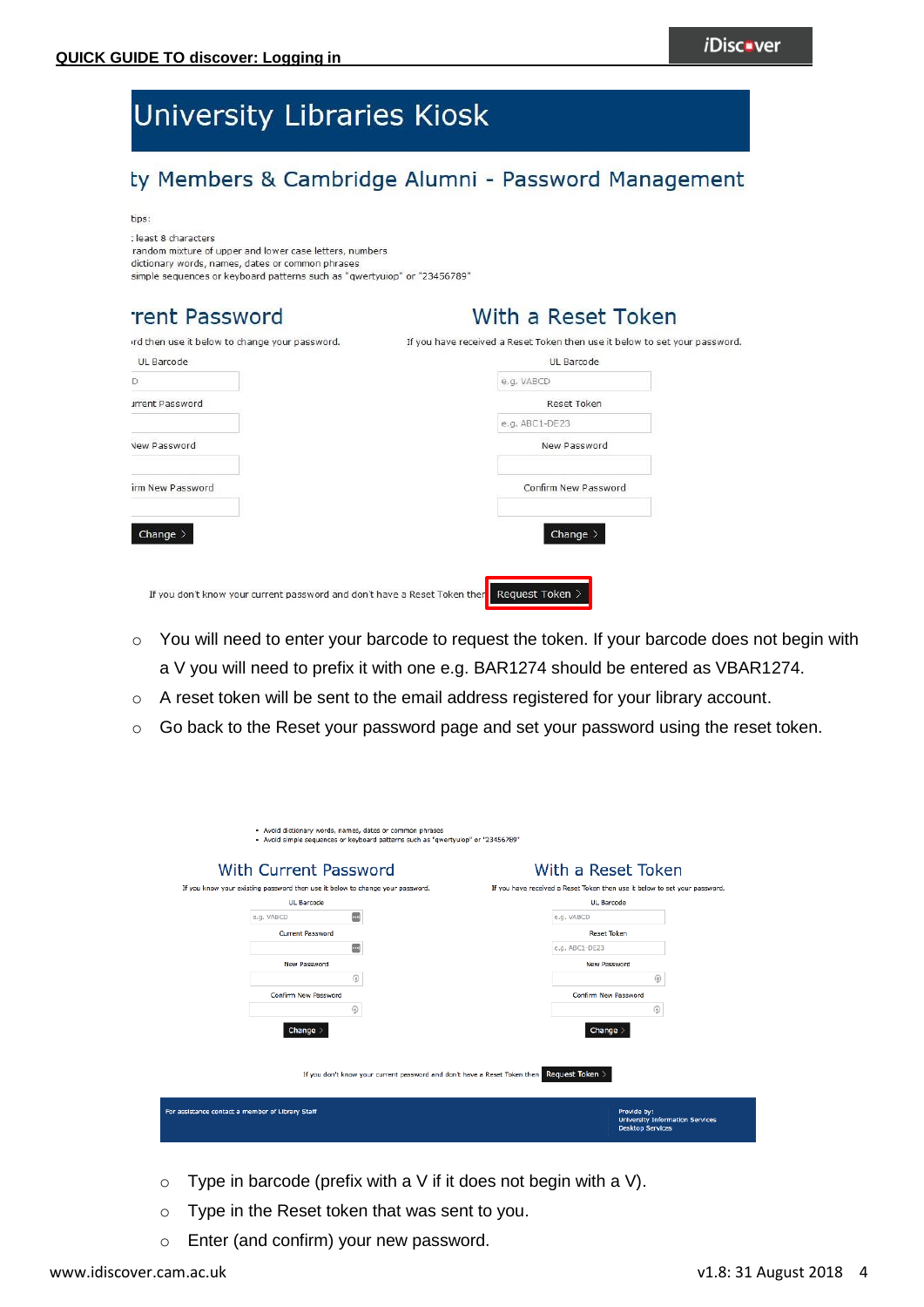University Libraries Kiosk

ty Members & Cambridge Alumni - Password Management

tips:

: least 8 characters
random mixture of upper and lower case letters, numbers
dictionary words, names, dates or common phrases
simple sequences or keyboard patterns such as "qwertyuiop" or "23456789"

rent Password

rd then use it below to change your password.

UL Barcode

urrent Password

New Password

irm New Password

Change >

With a Reset Token

If you have received a Reset Token then use it below to set your password.

UL Barcode

e.g. VABCD

Reset Token

e.g. ABC1-DE23

New Password

Confirm New Password

Change >

If you don't know your current password and don't have a Reset Token then Request Token >

- You will need to enter your barcode to request the token. If your barcode does not begin with a V you will need to prefix it with one e.g. BAR1274 should be entered as VBAR1274.
- A reset token will be sent to the email address registered for your library account.
- Go back to the Reset your password page and set your password using the reset token.

- Avoid dictionary words, names, dates or common phrases
- Avoid simple sequences or keyboard patterns such as "qwertyuiop" or "23456789"

With Current Password

If you know your existing password then use it below to change your password.

UL Barcode

e.g. VABCD

Current Password

New Password

Confirm New Password

Change >

With a Reset Token

If you have received a Reset Token then use it below to set your password.

UL Barcode

e.g. VABCD

Reset Token

e.g. ABC1-DE23

New Password

Confirm New Password

Change >

If you don't know your current password and don't have a Reset Token then Request Token >

For assistance contact a member of Library Staff

Provided by:
University Information Services
Desktop Services

- Type in barcode (prefix with a V if it does not begin with a V).
- Type in the Reset token that was sent to you.
- Enter (and confirm) your new password.